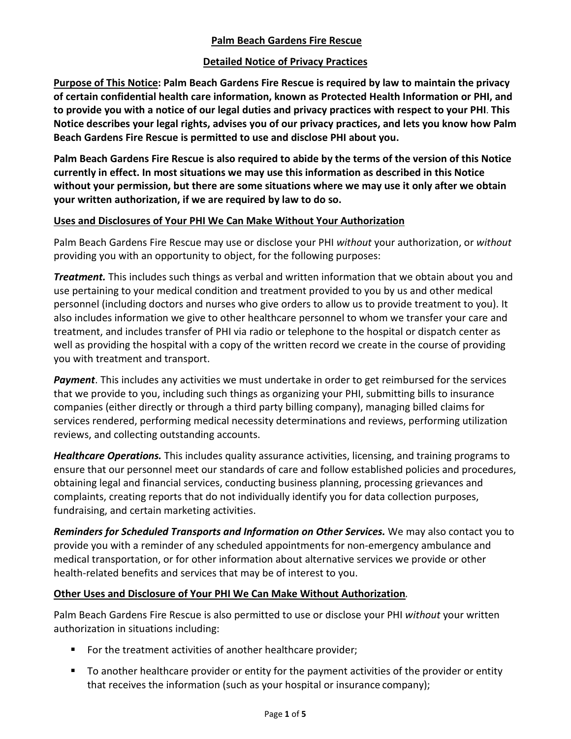**Palm Beach Gardens Fire Rescue**

**Detailed Notice of Privacy Practices**

**Purpose of This Notice: Palm Beach Gardens Fire Rescue is required by law to maintain the privacy of certain confidential health care information, known as Protected Health Information or PHI, and to provide you with a notice of our legal duties and privacy practices with respect to your PHI. This Notice describes your legal rights, advises you of our privacy practices, and lets you know how Palm Beach Gardens Fire Rescue is permitted to use and disclose PHI about you.**

**Palm Beach Gardens Fire Rescue is also required to abide by the terms of the version of this Notice currently in effect. In most situations we may use this information as described in this Notice without your permission, but there are some situations where we may use it only after we obtain your written authorization, if we are required by law to do so.**

**Uses and Disclosures of Your PHI We Can Make Without Your Authorization**

Palm Beach Gardens Fire Rescue may use or disclose your PHI *without* your authorization, or *without* providing you with an opportunity to object, for the following purposes:

***Treatment.*** This includes such things as verbal and written information that we obtain about you and use pertaining to your medical condition and treatment provided to you by us and other medical personnel (including doctors and nurses who give orders to allow us to provide treatment to you). It also includes information we give to other healthcare personnel to whom we transfer your care and treatment, and includes transfer of PHI via radio or telephone to the hospital or dispatch center as well as providing the hospital with a copy of the written record we create in the course of providing you with treatment and transport.

***Payment***. This includes any activities we must undertake in order to get reimbursed for the services that we provide to you, including such things as organizing your PHI, submitting bills to insurance companies (either directly or through a third party billing company), managing billed claims for services rendered, performing medical necessity determinations and reviews, performing utilization reviews, and collecting outstanding accounts.

***Healthcare Operations.*** This includes quality assurance activities, licensing, and training programs to ensure that our personnel meet our standards of care and follow established policies and procedures, obtaining legal and financial services, conducting business planning, processing grievances and complaints, creating reports that do not individually identify you for data collection purposes, fundraising, and certain marketing activities.

***Reminders for Scheduled Transports and Information on Other Services.*** We may also contact you to provide you with a reminder of any scheduled appointments for non-emergency ambulance and medical transportation, or for other information about alternative services we provide or other health-related benefits and services that may be of interest to you.

**Other Uses and Disclosure of Your PHI We Can Make Without Authorization***.*

Palm Beach Gardens Fire Rescue is also permitted to use or disclose your PHI *without* your written authorization in situations including:

- For the treatment activities of another healthcare provider;
- To another healthcare provider or entity for the payment activities of the provider or entity that receives the information (such as your hospital or insurance company);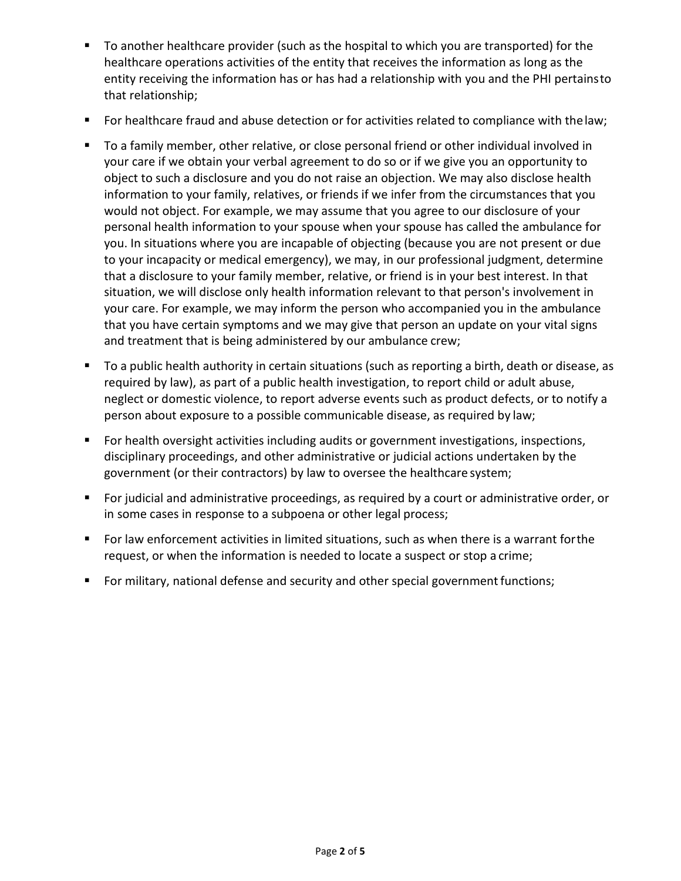- To another healthcare provider (such as the hospital to which you are transported) for the healthcare operations activities of the entity that receives the information as long as the entity receiving the information has or has had a relationship with you and the PHI pertains to that relationship;
- For healthcare fraud and abuse detection or for activities related to compliance with the law;
- To a family member, other relative, or close personal friend or other individual involved in your care if we obtain your verbal agreement to do so or if we give you an opportunity to object to such a disclosure and you do not raise an objection. We may also disclose health information to your family, relatives, or friends if we infer from the circumstances that you would not object. For example, we may assume that you agree to our disclosure of your personal health information to your spouse when your spouse has called the ambulance for you. In situations where you are incapable of objecting (because you are not present or due to your incapacity or medical emergency), we may, in our professional judgment, determine that a disclosure to your family member, relative, or friend is in your best interest. In that situation, we will disclose only health information relevant to that person's involvement in your care. For example, we may inform the person who accompanied you in the ambulance that you have certain symptoms and we may give that person an update on your vital signs and treatment that is being administered by our ambulance crew;
- To a public health authority in certain situations (such as reporting a birth, death or disease, as required by law), as part of a public health investigation, to report child or adult abuse, neglect or domestic violence, to report adverse events such as product defects, or to notify a person about exposure to a possible communicable disease, as required by law;
- For health oversight activities including audits or government investigations, inspections, disciplinary proceedings, and other administrative or judicial actions undertaken by the government (or their contractors) by law to oversee the healthcare system;
- For judicial and administrative proceedings, as required by a court or administrative order, or in some cases in response to a subpoena or other legal process;
- For law enforcement activities in limited situations, such as when there is a warrant for the request, or when the information is needed to locate a suspect or stop a crime;
- For military, national defense and security and other special government functions;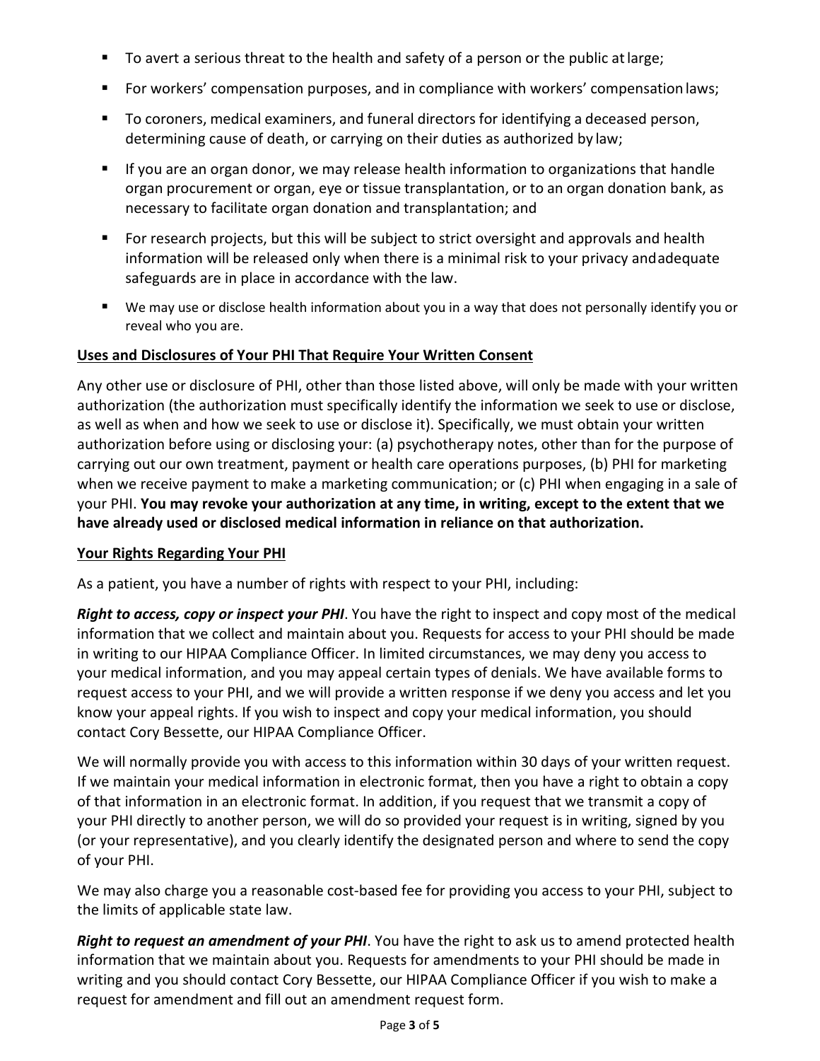- To avert a serious threat to the health and safety of a person or the public at large;
- For workers' compensation purposes, and in compliance with workers' compensation laws;
- To coroners, medical examiners, and funeral directors for identifying a deceased person, determining cause of death, or carrying on their duties as authorized by law;
- If you are an organ donor, we may release health information to organizations that handle organ procurement or organ, eye or tissue transplantation, or to an organ donation bank, as necessary to facilitate organ donation and transplantation; and
- For research projects, but this will be subject to strict oversight and approvals and health information will be released only when there is a minimal risk to your privacy and adequate safeguards are in place in accordance with the law.
- We may use or disclose health information about you in a way that does not personally identify you or reveal who you are.

**Uses and Disclosures of Your PHI That Require Your Written Consent**

Any other use or disclosure of PHI, other than those listed above, will only be made with your written authorization (the authorization must specifically identify the information we seek to use or disclose, as well as when and how we seek to use or disclose it). Specifically, we must obtain your written authorization before using or disclosing your: (a) psychotherapy notes, other than for the purpose of carrying out our own treatment, payment or health care operations purposes, (b) PHI for marketing when we receive payment to make a marketing communication; or (c) PHI when engaging in a sale of your PHI. **You may revoke your authorization at any time, in writing, except to the extent that we have already used or disclosed medical information in reliance on that authorization.**

**Your Rights Regarding Your PHI**

As a patient, you have a number of rights with respect to your PHI, including:

***Right to access, copy or inspect your PHI***. You have the right to inspect and copy most of the medical information that we collect and maintain about you. Requests for access to your PHI should be made in writing to our HIPAA Compliance Officer. In limited circumstances, we may deny you access to your medical information, and you may appeal certain types of denials. We have available forms to request access to your PHI, and we will provide a written response if we deny you access and let you know your appeal rights. If you wish to inspect and copy your medical information, you should contact Cory Bessette, our HIPAA Compliance Officer.

We will normally provide you with access to this information within 30 days of your written request. If we maintain your medical information in electronic format, then you have a right to obtain a copy of that information in an electronic format. In addition, if you request that we transmit a copy of your PHI directly to another person, we will do so provided your request is in writing, signed by you (or your representative), and you clearly identify the designated person and where to send the copy of your PHI.

We may also charge you a reasonable cost-based fee for providing you access to your PHI, subject to the limits of applicable state law.

***Right to request an amendment of your PHI***. You have the right to ask us to amend protected health information that we maintain about you. Requests for amendments to your PHI should be made in writing and you should contact Cory Bessette, our HIPAA Compliance Officer if you wish to make a request for amendment and fill out an amendment request form.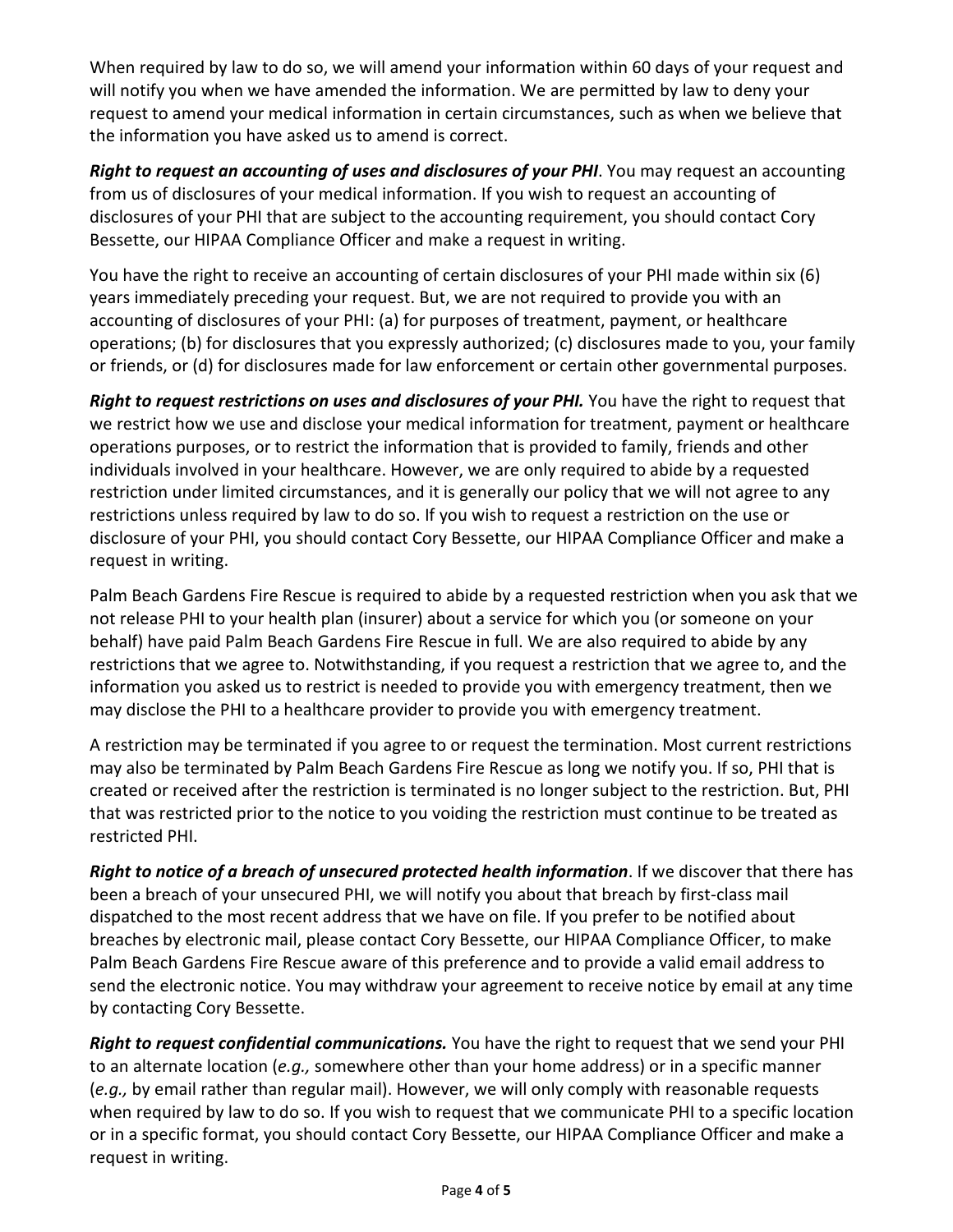When required by law to do so, we will amend your information within 60 days of your request and will notify you when we have amended the information. We are permitted by law to deny your request to amend your medical information in certain circumstances, such as when we believe that the information you have asked us to amend is correct.

***Right to request an accounting of uses and disclosures of your PHI***. You may request an accounting from us of disclosures of your medical information. If you wish to request an accounting of disclosures of your PHI that are subject to the accounting requirement, you should contact Cory Bessette, our HIPAA Compliance Officer and make a request in writing.

You have the right to receive an accounting of certain disclosures of your PHI made within six (6) years immediately preceding your request. But, we are not required to provide you with an accounting of disclosures of your PHI: (a) for purposes of treatment, payment, or healthcare operations; (b) for disclosures that you expressly authorized; (c) disclosures made to you, your family or friends, or (d) for disclosures made for law enforcement or certain other governmental purposes.

***Right to request restrictions on uses and disclosures of your PHI.*** You have the right to request that we restrict how we use and disclose your medical information for treatment, payment or healthcare operations purposes, or to restrict the information that is provided to family, friends and other individuals involved in your healthcare. However, we are only required to abide by a requested restriction under limited circumstances, and it is generally our policy that we will not agree to any restrictions unless required by law to do so. If you wish to request a restriction on the use or disclosure of your PHI, you should contact Cory Bessette, our HIPAA Compliance Officer and make a request in writing.

Palm Beach Gardens Fire Rescue is required to abide by a requested restriction when you ask that we not release PHI to your health plan (insurer) about a service for which you (or someone on your behalf) have paid Palm Beach Gardens Fire Rescue in full. We are also required to abide by any restrictions that we agree to. Notwithstanding, if you request a restriction that we agree to, and the information you asked us to restrict is needed to provide you with emergency treatment, then we may disclose the PHI to a healthcare provider to provide you with emergency treatment.

A restriction may be terminated if you agree to or request the termination. Most current restrictions may also be terminated by Palm Beach Gardens Fire Rescue as long we notify you. If so, PHI that is created or received after the restriction is terminated is no longer subject to the restriction. But, PHI that was restricted prior to the notice to you voiding the restriction must continue to be treated as restricted PHI.

***Right to notice of a breach of unsecured protected health information***. If we discover that there has been a breach of your unsecured PHI, we will notify you about that breach by first-class mail dispatched to the most recent address that we have on file. If you prefer to be notified about breaches by electronic mail, please contact Cory Bessette, our HIPAA Compliance Officer, to make Palm Beach Gardens Fire Rescue aware of this preference and to provide a valid email address to send the electronic notice. You may withdraw your agreement to receive notice by email at any time by contacting Cory Bessette.

***Right to request confidential communications.*** You have the right to request that we send your PHI to an alternate location (*e.g.,* somewhere other than your home address) or in a specific manner (*e.g.,* by email rather than regular mail). However, we will only comply with reasonable requests when required by law to do so. If you wish to request that we communicate PHI to a specific location or in a specific format, you should contact Cory Bessette, our HIPAA Compliance Officer and make a request in writing.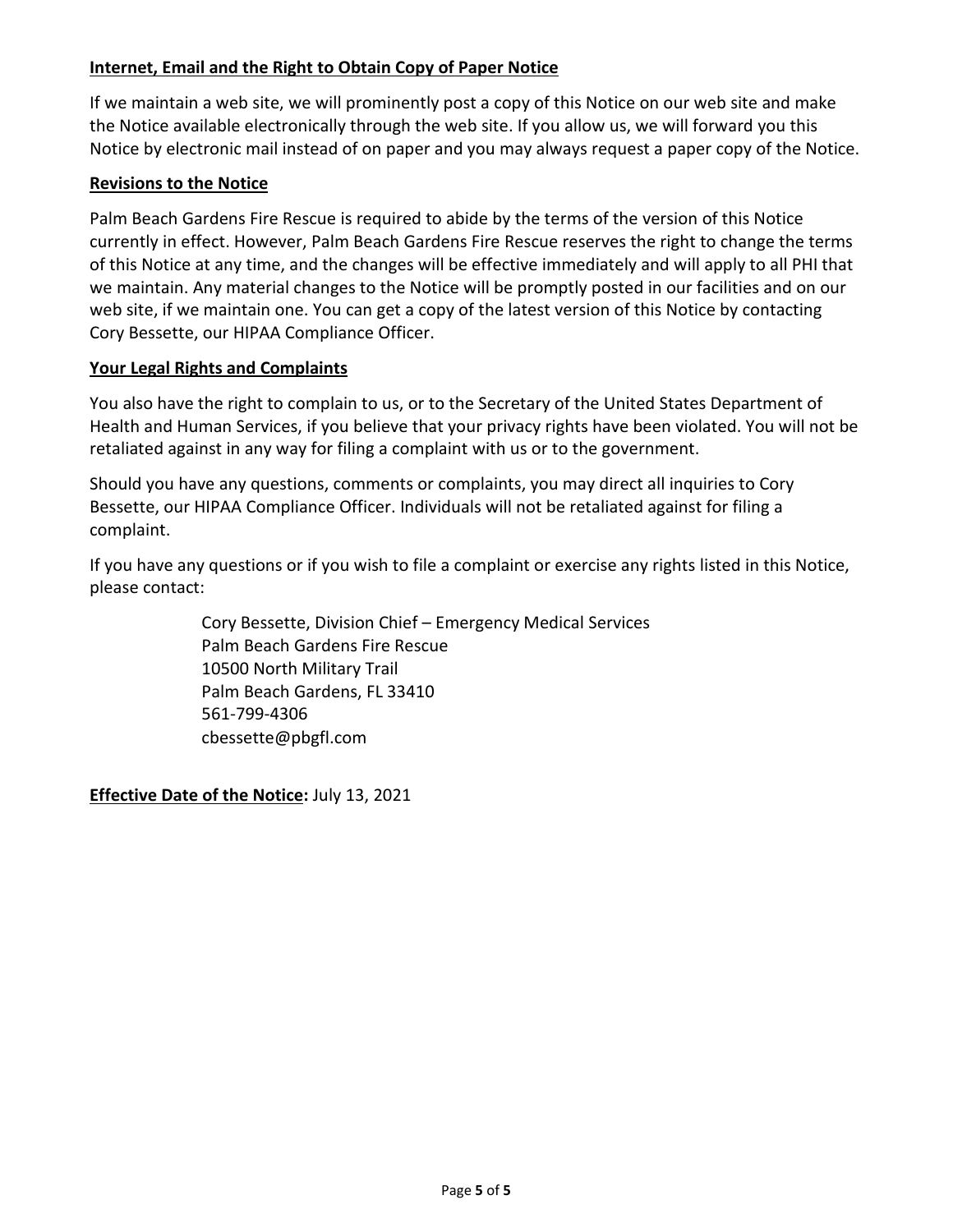**Internet, Email and the Right to Obtain Copy of Paper Notice**

If we maintain a web site, we will prominently post a copy of this Notice on our web site and make the Notice available electronically through the web site. If you allow us, we will forward you this Notice by electronic mail instead of on paper and you may always request a paper copy of the Notice.

**Revisions to the Notice**

Palm Beach Gardens Fire Rescue is required to abide by the terms of the version of this Notice currently in effect. However, Palm Beach Gardens Fire Rescue reserves the right to change the terms of this Notice at any time, and the changes will be effective immediately and will apply to all PHI that we maintain. Any material changes to the Notice will be promptly posted in our facilities and on our web site, if we maintain one. You can get a copy of the latest version of this Notice by contacting Cory Bessette, our HIPAA Compliance Officer.

**Your Legal Rights and Complaints**

You also have the right to complain to us, or to the Secretary of the United States Department of Health and Human Services, if you believe that your privacy rights have been violated. You will not be retaliated against in any way for filing a complaint with us or to the government.

Should you have any questions, comments or complaints, you may direct all inquiries to Cory Bessette, our HIPAA Compliance Officer. Individuals will not be retaliated against for filing a complaint.

If you have any questions or if you wish to file a complaint or exercise any rights listed in this Notice, please contact:

Cory Bessette, Division Chief – Emergency Medical Services
Palm Beach Gardens Fire Rescue
10500 North Military Trail
Palm Beach Gardens, FL 33410
561-799-4306
cbessette@pbgfl.com

**Effective Date of the Notice:** July 13, 2021